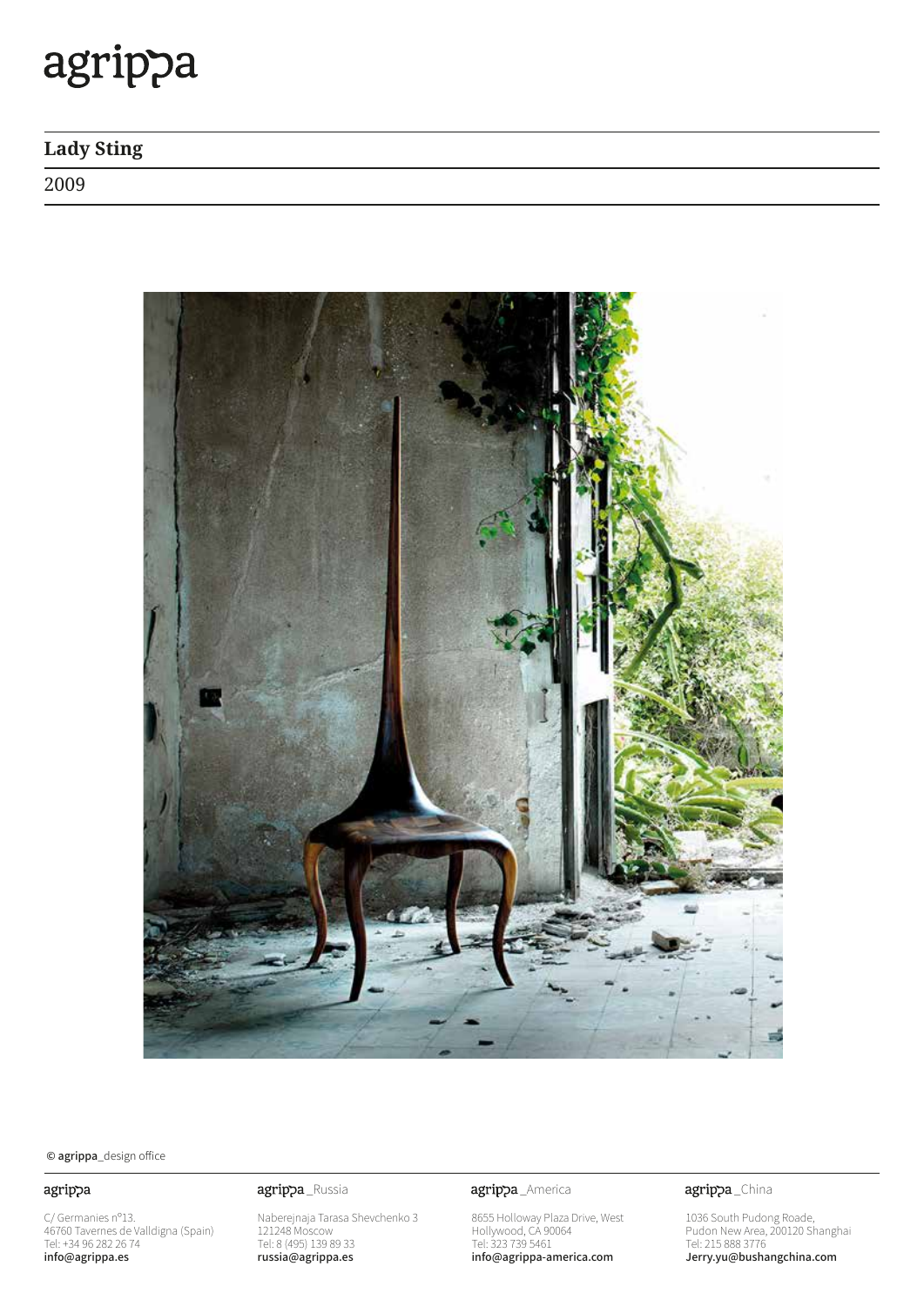# agrippa

## Lady Sting

2009

© agrippa_design office

**agrippa**

C/ Germanies nº13.
46760 Tavernes de Valldigna (Spain)
Tel: +34 96 282 26 74
**info@agrippa.es**

**agrippa**_Russia

Naberejnaja Tarasa Shevchenko 3
121248 Moscow
Tel: 8 (495) 139 89 33
**russia@agrippa.es**

**agrippa**_America

8655 Holloway Plaza Drive, West
Hollywood, CA 90064
Tel: 323 739 5461
**info@agrippa-america.com**

**agrippa**_China

1036 South Pudong Roade,
Pudon New Area, 200120 Shanghai
Tel: 215 888 3776
**Jerry.yu@bushangchina.com**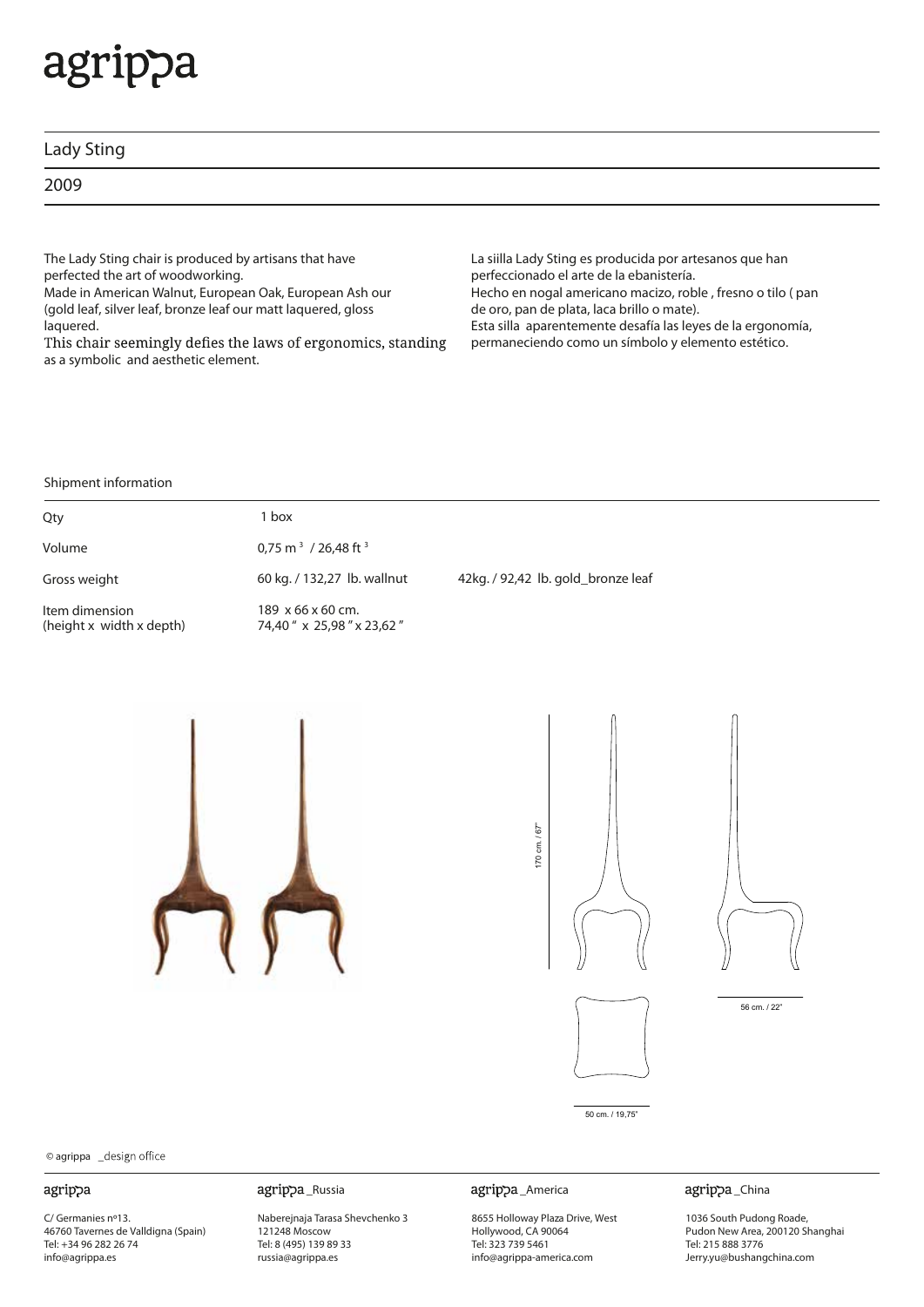# agrippa

## Lady Sting

2009

The Lady Sting chair is produced by artisans that have perfected the art of woodworking.
Made in American Walnut, European Oak, European Ash our (gold leaf, silver leaf, bronze leaf our matt laquered, gloss laquered.
This chair seemingly defies the laws of ergonomics, standing as a symbolic and aesthetic element.

La siilla Lady Sting es producida por artesanos que han perfeccionado el arte de la ebanistería.
Hecho en nogal americano macizo, roble , fresno o tilo ( pan de oro, pan de plata, laca brillo o mate).
Esta silla aparentemente desafía las leyes de la ergonomía, permaneciendo como un símbolo y elemento estético.

Shipment information

| | | |
|---|---|---|
| Qty | 1 box | |
| Volume | 0,75 m $^3$ / 26,48 ft $^3$ | |
| Gross weight | 60 kg. / 132,27 lb. wallnut | 42kg. / 92,42 lb. gold_bronze leaf |
| Item dimension (height x width x depth) | 189 x 66 x 60 cm. 74,40 " x 25,98 " x 23,62 " | |

170 cm. / 67"

56 cm. / 22"

50 cm. / 19,75"

© agrippa _design office

**agrippa**
C/ Germanies nº13.
46760 Tavernes de Valldigna (Spain)
Tel: +34 96 282 26 74
info@agrippa.es

**agrippa _Russia**
Naberejnaja Tarasa Shevchenko 3
121248 Moscow
Tel: 8 (495) 139 89 33
russia@agrippa.es

**agrippa _America**
8655 Holloway Plaza Drive, West
Hollywood, CA 90064
Tel: 323 739 5461
info@agrippa-america.com

**agrippa _China**
1036 South Pudong Roade,
Pudon New Area, 200120 Shanghai
Tel: 215 888 3776
Jerry.yu@bushangchina.com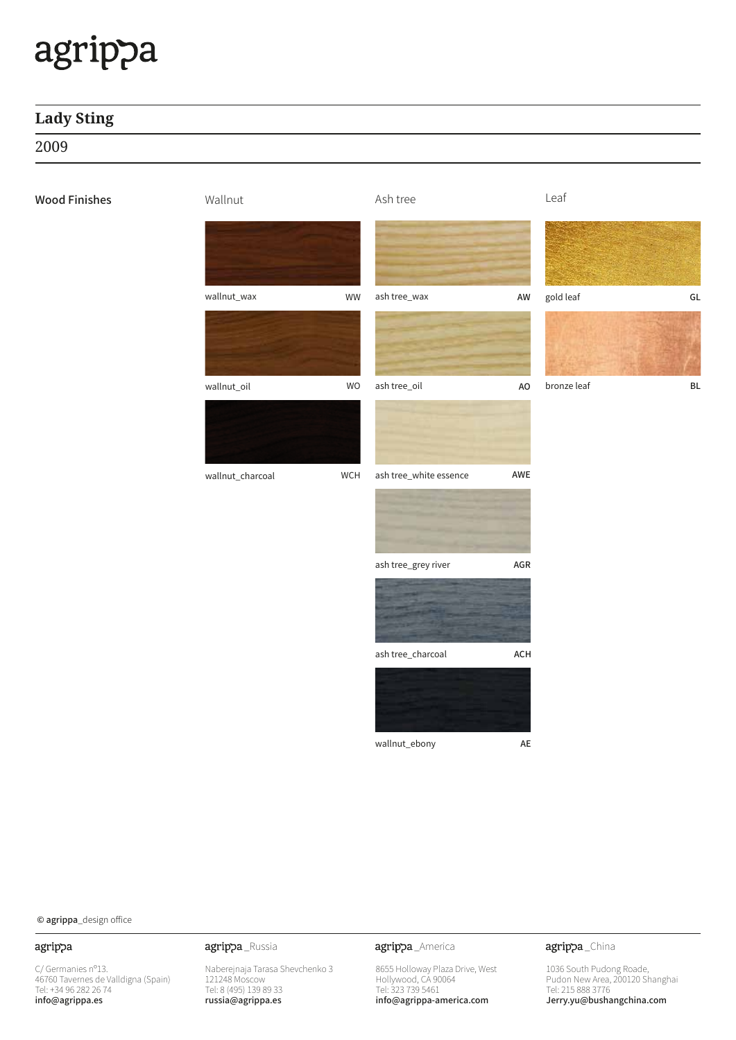agrippa

## Lady Sting

2009

### Wood Finishes

**Wallnut**

| Finish | Code |
|---|---|
| wallnut_wax | WW |
| wallnut_oil | WO |
| wallnut_charcoal | WCH |

**Ash tree**

| Finish | Code |
|---|---|
| ash tree_wax | AW |
| ash tree_oil | AO |
| ash tree_white essence | AWE |
| ash tree_grey river | AGR |
| ash tree_charcoal | ACH |
| wallnut_ebony | AE |

**Leaf**

| Finish | Code |
|---|---|
| gold leaf | GL |
| bronze leaf | BL |

© **agrippa**_design office

**agrippa**
C/ Germanies nº13.
46760 Tavernes de Valldigna (Spain)
Tel: +34 96 282 26 74
**info@agrippa.es**

**agrippa**_Russia
Naberejnaja Tarasa Shevchenko 3
121248 Moscow
Tel: 8 (495) 139 89 33
**russia@agrippa.es**

**agrippa**_America
8655 Holloway Plaza Drive, West
Hollywood, CA 90064
Tel: 323 739 5461
**info@agrippa-america.com**

**agrippa**_China
1036 South Pudong Roade,
Pudon New Area, 200120 Shanghai
Tel: 215 888 3776
**Jerry.yu@bushangchina.com**